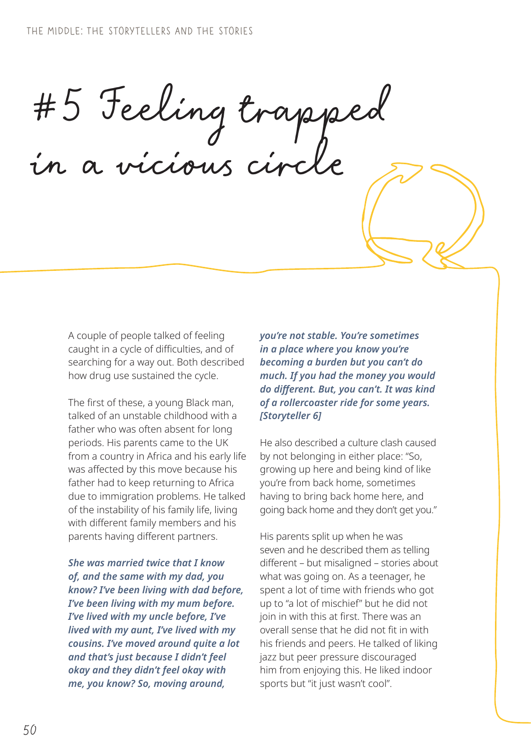# #5 Feeling trapped in a vicious circle

A couple of people talked of feeling caught in a cycle of difficulties, and of searching for a way out. Both described how drug use sustained the cycle.

The first of these, a young Black man, talked of an unstable childhood with a father who was often absent for long periods. His parents came to the UK from a country in Africa and his early life was affected by this move because his father had to keep returning to Africa due to immigration problems. He talked of the instability of his family life, living with different family members and his parents having different partners.

***She was married twice that I know of, and the same with my dad, you know? I've been living with dad before, I've been living with my mum before. I've lived with my uncle before, I've lived with my aunt, I've lived with my cousins. I've moved around quite a lot and that's just because I didn't feel okay and they didn't feel okay with me, you know? So, moving around, you're not stable. You're sometimes in a place where you know you're becoming a burden but you can't do much. If you had the money you would do different. But, you can't. It was kind of a rollercoaster ride for some years. [Storyteller 6]***

He also described a culture clash caused by not belonging in either place: "So, growing up here and being kind of like you're from back home, sometimes having to bring back home here, and going back home and they don't get you."

His parents split up when he was seven and he described them as telling different – but misaligned – stories about what was going on. As a teenager, he spent a lot of time with friends who got up to "a lot of mischief" but he did not join in with this at first. There was an overall sense that he did not fit in with his friends and peers. He talked of liking jazz but peer pressure discouraged him from enjoying this. He liked indoor sports but "it just wasn't cool".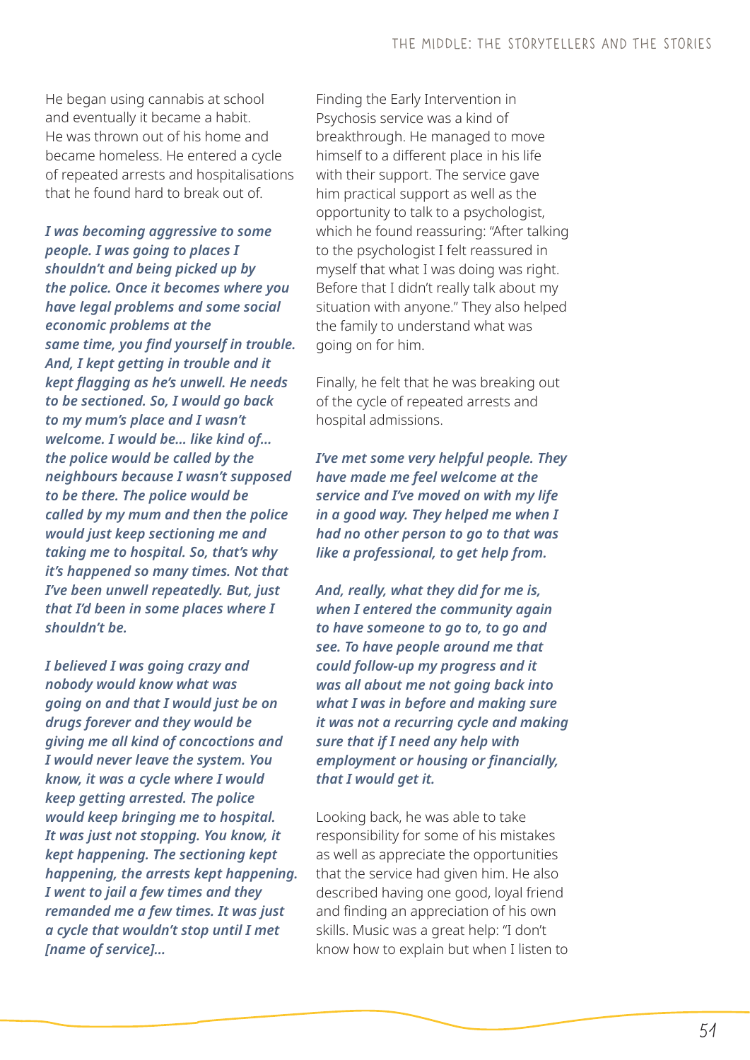He began using cannabis at school and eventually it became a habit. He was thrown out of his home and became homeless. He entered a cycle of repeated arrests and hospitalisations that he found hard to break out of.

***I was becoming aggressive to some people. I was going to places I shouldn't and being picked up by the police. Once it becomes where you have legal problems and some social economic problems at the same time, you find yourself in trouble. And, I kept getting in trouble and it kept flagging as he's unwell. He needs to be sectioned. So, I would go back to my mum's place and I wasn't welcome. I would be… like kind of… the police would be called by the neighbours because I wasn't supposed to be there. The police would be called by my mum and then the police would just keep sectioning me and taking me to hospital. So, that's why it's happened so many times. Not that I've been unwell repeatedly. But, just that I'd been in some places where I shouldn't be.***

***I believed I was going crazy and nobody would know what was going on and that I would just be on drugs forever and they would be giving me all kind of concoctions and I would never leave the system. You know, it was a cycle where I would keep getting arrested. The police would keep bringing me to hospital. It was just not stopping. You know, it kept happening. The sectioning kept happening, the arrests kept happening. I went to jail a few times and they remanded me a few times. It was just a cycle that wouldn't stop until I met [name of service]…***

Finding the Early Intervention in Psychosis service was a kind of breakthrough. He managed to move himself to a different place in his life with their support. The service gave him practical support as well as the opportunity to talk to a psychologist, which he found reassuring: "After talking to the psychologist I felt reassured in myself that what I was doing was right. Before that I didn't really talk about my situation with anyone." They also helped the family to understand what was going on for him.

Finally, he felt that he was breaking out of the cycle of repeated arrests and hospital admissions.

***I've met some very helpful people. They have made me feel welcome at the service and I've moved on with my life in a good way. They helped me when I had no other person to go to that was like a professional, to get help from.***

***And, really, what they did for me is, when I entered the community again to have someone to go to, to go and see. To have people around me that could follow-up my progress and it was all about me not going back into what I was in before and making sure it was not a recurring cycle and making sure that if I need any help with employment or housing or financially, that I would get it.***

Looking back, he was able to take responsibility for some of his mistakes as well as appreciate the opportunities that the service had given him. He also described having one good, loyal friend and finding an appreciation of his own skills. Music was a great help: "I don't know how to explain but when I listen to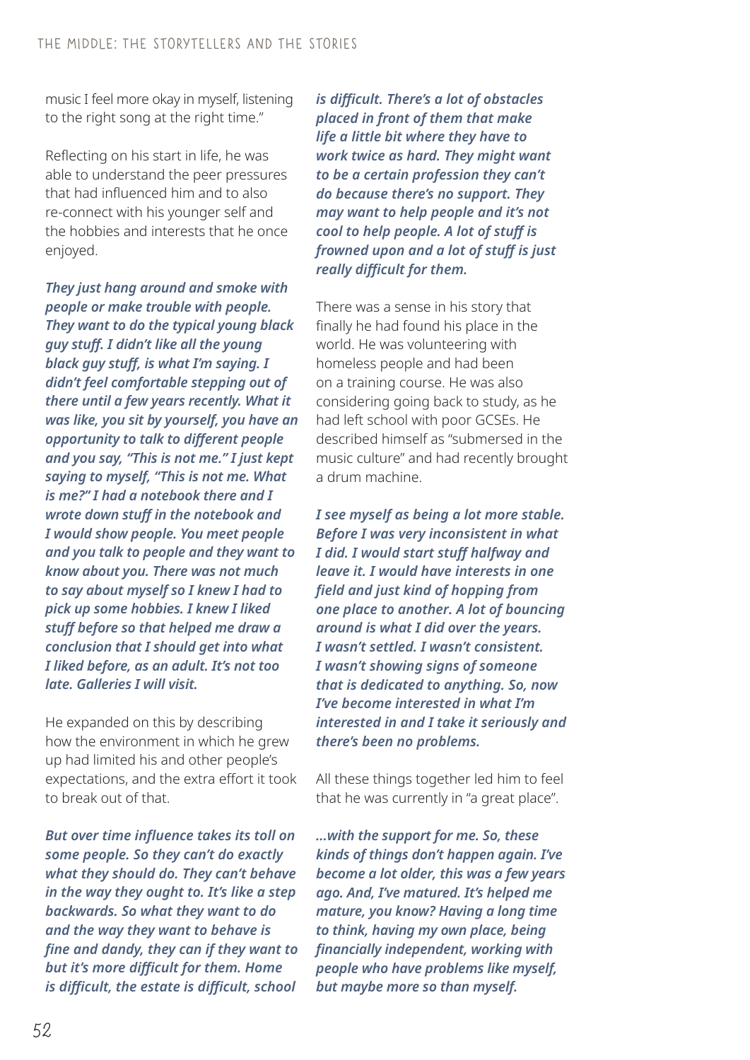music I feel more okay in myself, listening to the right song at the right time."

Reflecting on his start in life, he was able to understand the peer pressures that had influenced him and to also re-connect with his younger self and the hobbies and interests that he once enjoyed.

***They just hang around and smoke with people or make trouble with people. They want to do the typical young black guy stuff. I didn't like all the young black guy stuff, is what I'm saying. I didn't feel comfortable stepping out of there until a few years recently. What it was like, you sit by yourself, you have an opportunity to talk to different people and you say, "This is not me." I just kept saying to myself, "This is not me. What is me?" I had a notebook there and I wrote down stuff in the notebook and I would show people. You meet people and you talk to people and they want to know about you. There was not much to say about myself so I knew I had to pick up some hobbies. I knew I liked stuff before so that helped me draw a conclusion that I should get into what I liked before, as an adult. It's not too late. Galleries I will visit.***

He expanded on this by describing how the environment in which he grew up had limited his and other people's expectations, and the extra effort it took to break out of that.

***But over time influence takes its toll on some people. So they can't do exactly what they should do. They can't behave in the way they ought to. It's like a step backwards. So what they want to do and the way they want to behave is fine and dandy, they can if they want to but it's more difficult for them. Home is difficult, the estate is difficult, school is difficult. There's a lot of obstacles placed in front of them that make life a little bit where they have to work twice as hard. They might want to be a certain profession they can't do because there's no support. They may want to help people and it's not cool to help people. A lot of stuff is frowned upon and a lot of stuff is just really difficult for them.***

There was a sense in his story that finally he had found his place in the world. He was volunteering with homeless people and had been on a training course. He was also considering going back to study, as he had left school with poor GCSEs. He described himself as "submersed in the music culture" and had recently brought a drum machine.

***I see myself as being a lot more stable. Before I was very inconsistent in what I did. I would start stuff halfway and leave it. I would have interests in one field and just kind of hopping from one place to another. A lot of bouncing around is what I did over the years. I wasn't settled. I wasn't consistent. I wasn't showing signs of someone that is dedicated to anything. So, now I've become interested in what I'm interested in and I take it seriously and there's been no problems.***

All these things together led him to feel that he was currently in "a great place".

***...with the support for me. So, these kinds of things don't happen again. I've become a lot older, this was a few years ago. And, I've matured. It's helped me mature, you know? Having a long time to think, having my own place, being financially independent, working with people who have problems like myself, but maybe more so than myself.***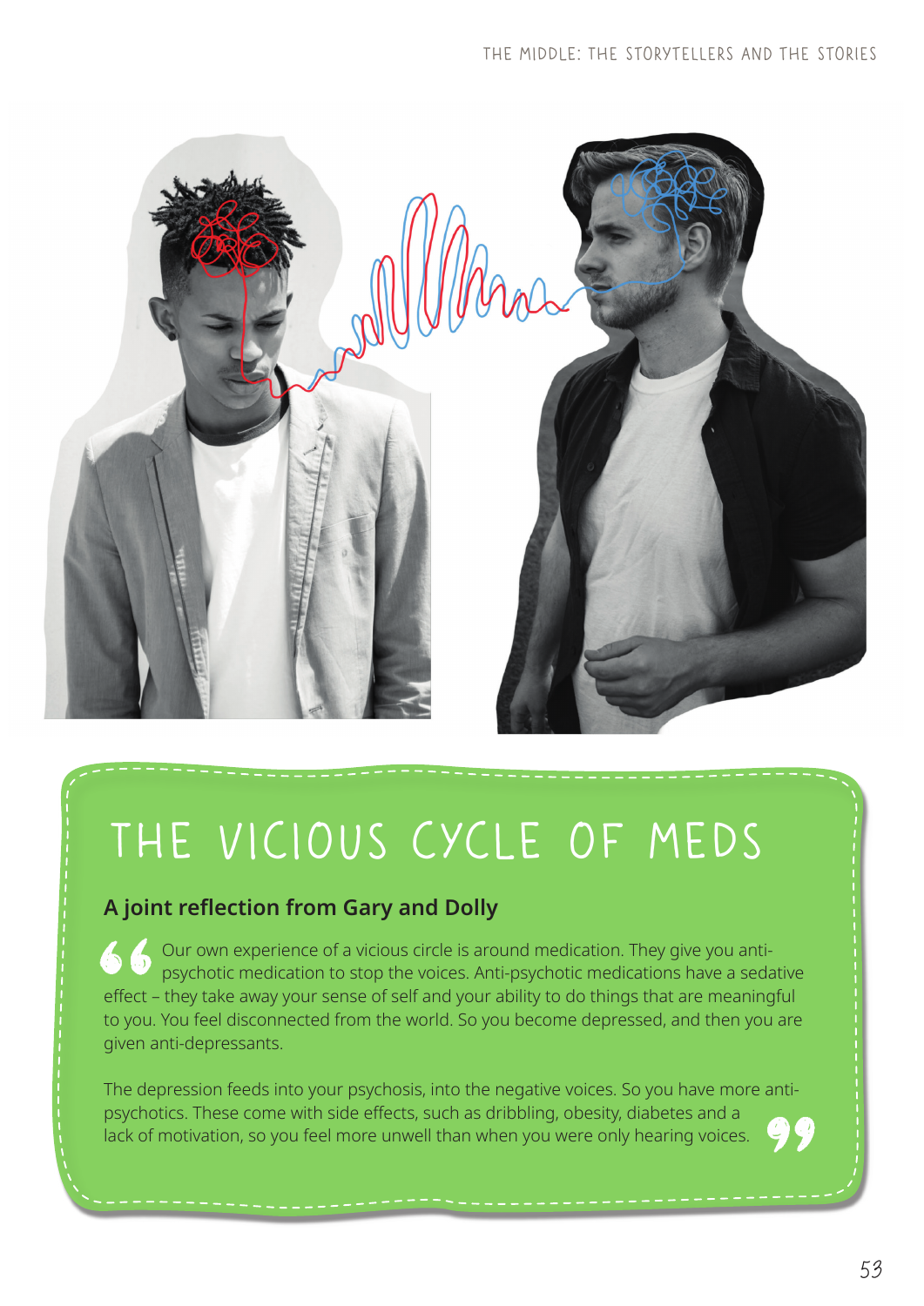# THE VICIOUS CYCLE OF MEDS

**A joint reflection from Gary and Dolly**

"Our own experience of a vicious circle is around medication. They give you anti-psychotic medication to stop the voices. Anti-psychotic medications have a sedative effect – they take away your sense of self and your ability to do things that are meaningful to you. You feel disconnected from the world. So you become depressed, and then you are given anti-depressants.

The depression feeds into your psychosis, into the negative voices. So you have more anti-psychotics. These come with side effects, such as dribbling, obesity, diabetes and a lack of motivation, so you feel more unwell than when you were only hearing voices."